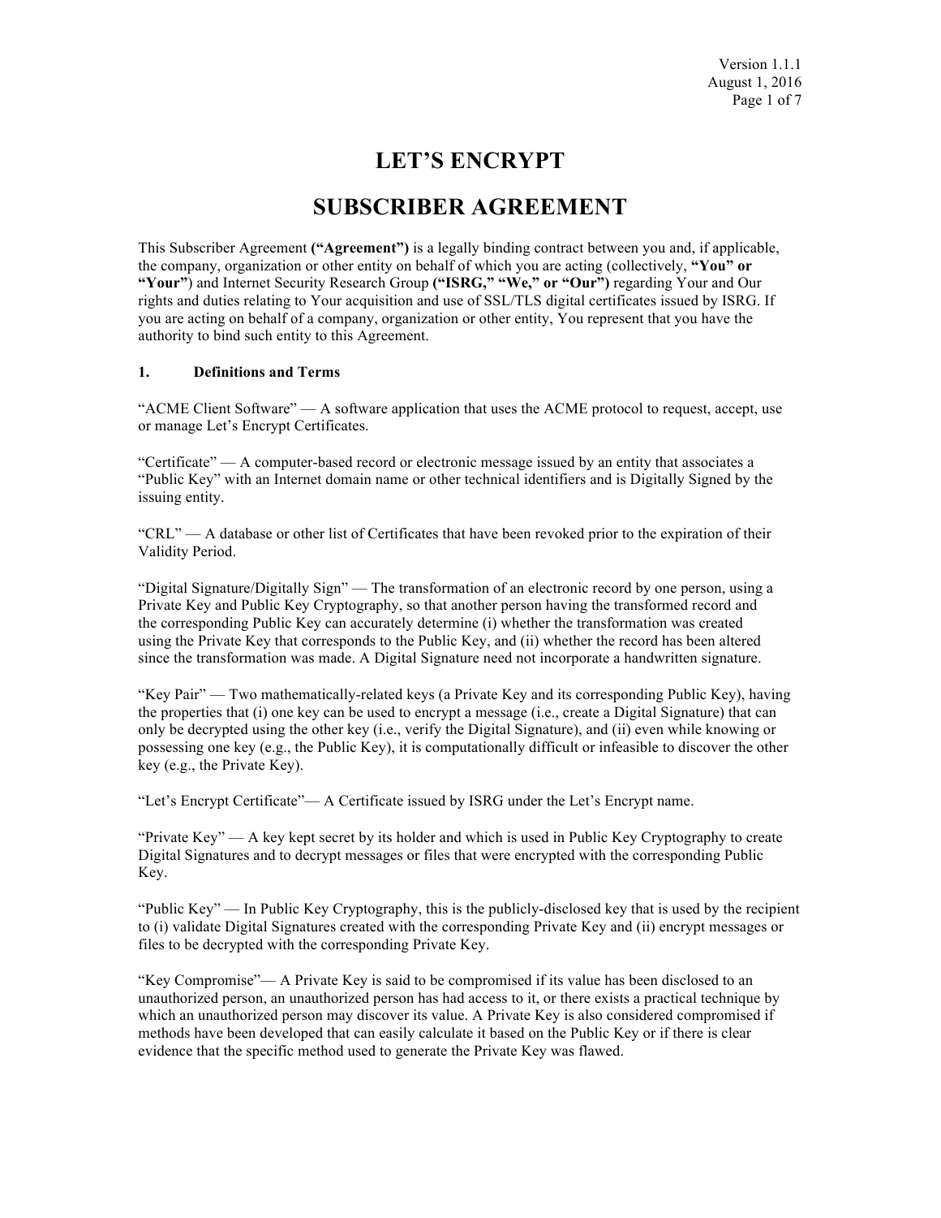# LET'S ENCRYPT

# SUBSCRIBER AGREEMENT

This Subscriber Agreement **("Agreement")** is a legally binding contract between you and, if applicable, the company, organization or other entity on behalf of which you are acting (collectively, **"You" or "Your"**) and Internet Security Research Group **("ISRG," "We," or "Our")** regarding Your and Our rights and duties relating to Your acquisition and use of SSL/TLS digital certificates issued by ISRG. If you are acting on behalf of a company, organization or other entity, You represent that you have the authority to bind such entity to this Agreement.

## 1. Definitions and Terms

"ACME Client Software" — A software application that uses the ACME protocol to request, accept, use or manage Let's Encrypt Certificates.

"Certificate" — A computer-based record or electronic message issued by an entity that associates a "Public Key" with an Internet domain name or other technical identifiers and is Digitally Signed by the issuing entity.

"CRL" — A database or other list of Certificates that have been revoked prior to the expiration of their Validity Period.

"Digital Signature/Digitally Sign" — The transformation of an electronic record by one person, using a Private Key and Public Key Cryptography, so that another person having the transformed record and the corresponding Public Key can accurately determine (i) whether the transformation was created using the Private Key that corresponds to the Public Key, and (ii) whether the record has been altered since the transformation was made. A Digital Signature need not incorporate a handwritten signature.

"Key Pair" — Two mathematically-related keys (a Private Key and its corresponding Public Key), having the properties that (i) one key can be used to encrypt a message (i.e., create a Digital Signature) that can only be decrypted using the other key (i.e., verify the Digital Signature), and (ii) even while knowing or possessing one key (e.g., the Public Key), it is computationally difficult or infeasible to discover the other key (e.g., the Private Key).

"Let's Encrypt Certificate"— A Certificate issued by ISRG under the Let's Encrypt name.

"Private Key" — A key kept secret by its holder and which is used in Public Key Cryptography to create Digital Signatures and to decrypt messages or files that were encrypted with the corresponding Public Key.

"Public Key" — In Public Key Cryptography, this is the publicly-disclosed key that is used by the recipient to (i) validate Digital Signatures created with the corresponding Private Key and (ii) encrypt messages or files to be decrypted with the corresponding Private Key.

"Key Compromise"— A Private Key is said to be compromised if its value has been disclosed to an unauthorized person, an unauthorized person has had access to it, or there exists a practical technique by which an unauthorized person may discover its value. A Private Key is also considered compromised if methods have been developed that can easily calculate it based on the Public Key or if there is clear evidence that the specific method used to generate the Private Key was flawed.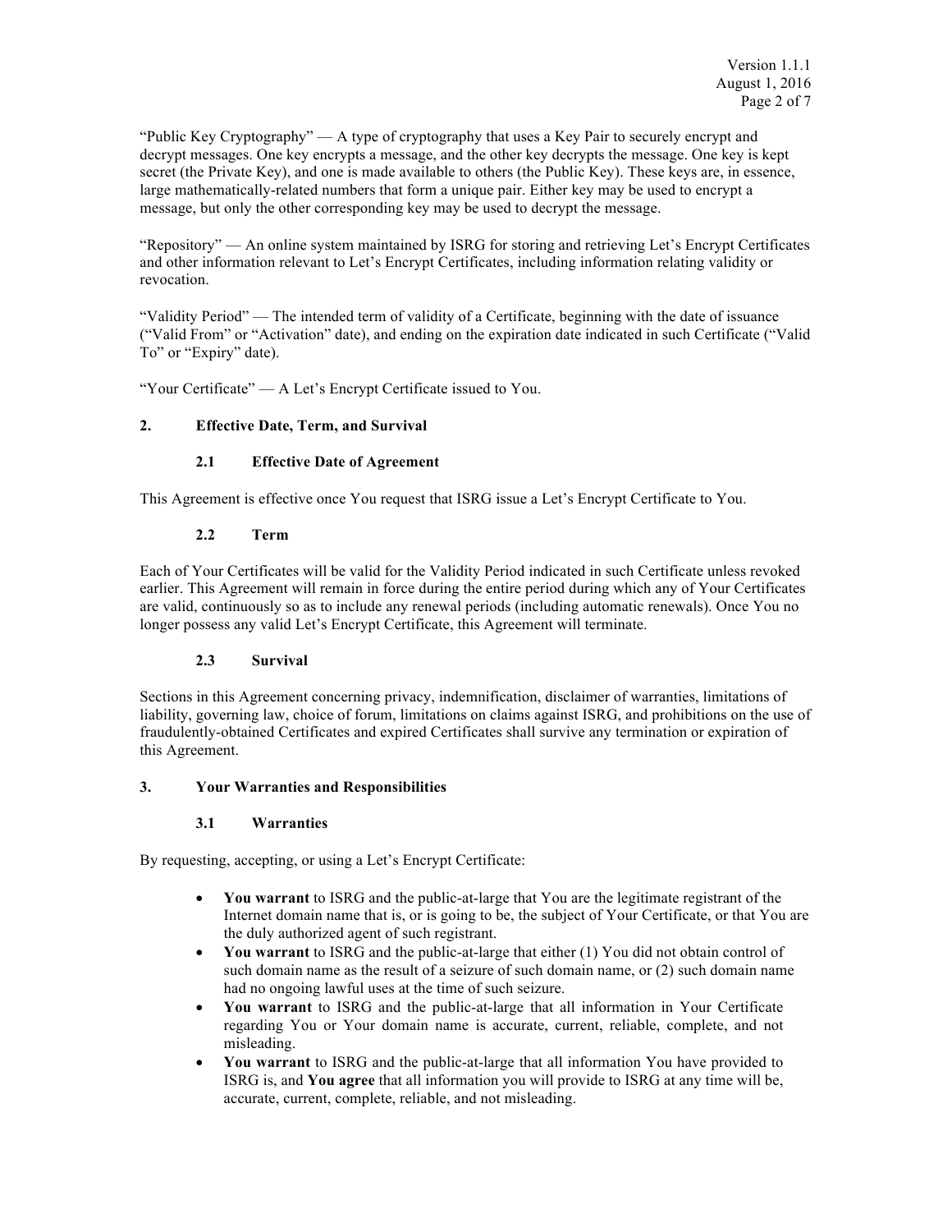"Public Key Cryptography" — A type of cryptography that uses a Key Pair to securely encrypt and decrypt messages. One key encrypts a message, and the other key decrypts the message. One key is kept secret (the Private Key), and one is made available to others (the Public Key). These keys are, in essence, large mathematically-related numbers that form a unique pair. Either key may be used to encrypt a message, but only the other corresponding key may be used to decrypt the message.

"Repository" — An online system maintained by ISRG for storing and retrieving Let's Encrypt Certificates and other information relevant to Let's Encrypt Certificates, including information relating validity or revocation.

"Validity Period" — The intended term of validity of a Certificate, beginning with the date of issuance ("Valid From" or "Activation" date), and ending on the expiration date indicated in such Certificate ("Valid To" or "Expiry" date).

"Your Certificate" — A Let's Encrypt Certificate issued to You.

## 2. Effective Date, Term, and Survival

### 2.1 Effective Date of Agreement

This Agreement is effective once You request that ISRG issue a Let's Encrypt Certificate to You.

### 2.2 Term

Each of Your Certificates will be valid for the Validity Period indicated in such Certificate unless revoked earlier. This Agreement will remain in force during the entire period during which any of Your Certificates are valid, continuously so as to include any renewal periods (including automatic renewals). Once You no longer possess any valid Let's Encrypt Certificate, this Agreement will terminate.

### 2.3 Survival

Sections in this Agreement concerning privacy, indemnification, disclaimer of warranties, limitations of liability, governing law, choice of forum, limitations on claims against ISRG, and prohibitions on the use of fraudulently-obtained Certificates and expired Certificates shall survive any termination or expiration of this Agreement.

## 3. Your Warranties and Responsibilities

### 3.1 Warranties

By requesting, accepting, or using a Let's Encrypt Certificate:

- **You warrant** to ISRG and the public-at-large that You are the legitimate registrant of the Internet domain name that is, or is going to be, the subject of Your Certificate, or that You are the duly authorized agent of such registrant.
- **You warrant** to ISRG and the public-at-large that either (1) You did not obtain control of such domain name as the result of a seizure of such domain name, or (2) such domain name had no ongoing lawful uses at the time of such seizure.
- **You warrant** to ISRG and the public-at-large that all information in Your Certificate regarding You or Your domain name is accurate, current, reliable, complete, and not misleading.
- **You warrant** to ISRG and the public-at-large that all information You have provided to ISRG is, and **You agree** that all information you will provide to ISRG at any time will be, accurate, current, complete, reliable, and not misleading.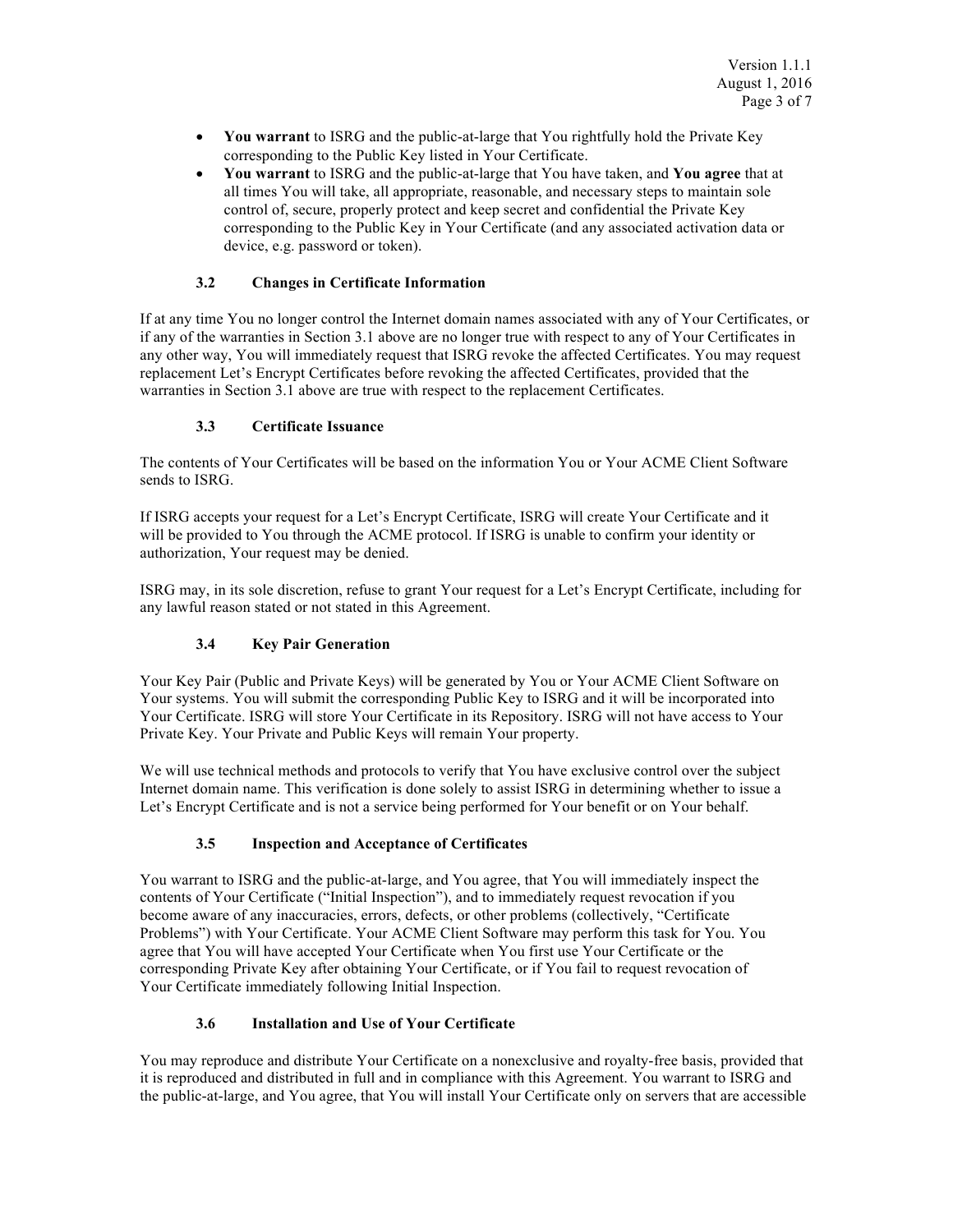- **You warrant** to ISRG and the public-at-large that You rightfully hold the Private Key corresponding to the Public Key listed in Your Certificate.
- **You warrant** to ISRG and the public-at-large that You have taken, and **You agree** that at all times You will take, all appropriate, reasonable, and necessary steps to maintain sole control of, secure, properly protect and keep secret and confidential the Private Key corresponding to the Public Key in Your Certificate (and any associated activation data or device, e.g. password or token).

### 3.2 Changes in Certificate Information

If at any time You no longer control the Internet domain names associated with any of Your Certificates, or if any of the warranties in Section 3.1 above are no longer true with respect to any of Your Certificates in any other way, You will immediately request that ISRG revoke the affected Certificates. You may request replacement Let's Encrypt Certificates before revoking the affected Certificates, provided that the warranties in Section 3.1 above are true with respect to the replacement Certificates.

### 3.3 Certificate Issuance

The contents of Your Certificates will be based on the information You or Your ACME Client Software sends to ISRG.

If ISRG accepts your request for a Let's Encrypt Certificate, ISRG will create Your Certificate and it will be provided to You through the ACME protocol. If ISRG is unable to confirm your identity or authorization, Your request may be denied.

ISRG may, in its sole discretion, refuse to grant Your request for a Let's Encrypt Certificate, including for any lawful reason stated or not stated in this Agreement.

### 3.4 Key Pair Generation

Your Key Pair (Public and Private Keys) will be generated by You or Your ACME Client Software on Your systems. You will submit the corresponding Public Key to ISRG and it will be incorporated into Your Certificate. ISRG will store Your Certificate in its Repository. ISRG will not have access to Your Private Key. Your Private and Public Keys will remain Your property.

We will use technical methods and protocols to verify that You have exclusive control over the subject Internet domain name. This verification is done solely to assist ISRG in determining whether to issue a Let's Encrypt Certificate and is not a service being performed for Your benefit or on Your behalf.

### 3.5 Inspection and Acceptance of Certificates

You warrant to ISRG and the public-at-large, and You agree, that You will immediately inspect the contents of Your Certificate ("Initial Inspection"), and to immediately request revocation if you become aware of any inaccuracies, errors, defects, or other problems (collectively, "Certificate Problems") with Your Certificate. Your ACME Client Software may perform this task for You. You agree that You will have accepted Your Certificate when You first use Your Certificate or the corresponding Private Key after obtaining Your Certificate, or if You fail to request revocation of Your Certificate immediately following Initial Inspection.

### 3.6 Installation and Use of Your Certificate

You may reproduce and distribute Your Certificate on a nonexclusive and royalty-free basis, provided that it is reproduced and distributed in full and in compliance with this Agreement. You warrant to ISRG and the public-at-large, and You agree, that You will install Your Certificate only on servers that are accessible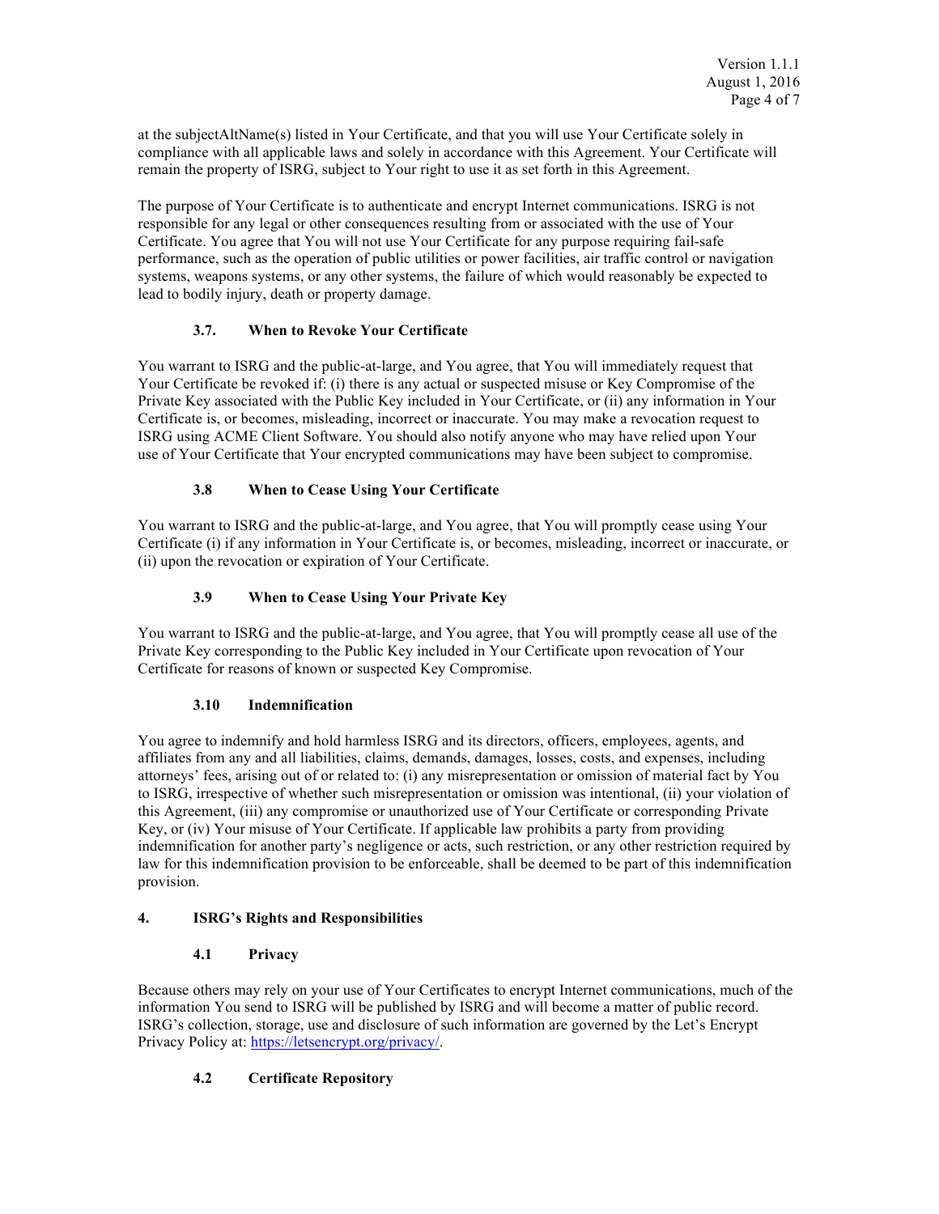at the subjectAltName(s) listed in Your Certificate, and that you will use Your Certificate solely in compliance with all applicable laws and solely in accordance with this Agreement. Your Certificate will remain the property of ISRG, subject to Your right to use it as set forth in this Agreement.

The purpose of Your Certificate is to authenticate and encrypt Internet communications. ISRG is not responsible for any legal or other consequences resulting from or associated with the use of Your Certificate. You agree that You will not use Your Certificate for any purpose requiring fail-safe performance, such as the operation of public utilities or power facilities, air traffic control or navigation systems, weapons systems, or any other systems, the failure of which would reasonably be expected to lead to bodily injury, death or property damage.

### 3.7. When to Revoke Your Certificate

You warrant to ISRG and the public-at-large, and You agree, that You will immediately request that Your Certificate be revoked if: (i) there is any actual or suspected misuse or Key Compromise of the Private Key associated with the Public Key included in Your Certificate, or (ii) any information in Your Certificate is, or becomes, misleading, incorrect or inaccurate. You may make a revocation request to ISRG using ACME Client Software. You should also notify anyone who may have relied upon Your use of Your Certificate that Your encrypted communications may have been subject to compromise.

### 3.8 When to Cease Using Your Certificate

You warrant to ISRG and the public-at-large, and You agree, that You will promptly cease using Your Certificate (i) if any information in Your Certificate is, or becomes, misleading, incorrect or inaccurate, or (ii) upon the revocation or expiration of Your Certificate.

### 3.9 When to Cease Using Your Private Key

You warrant to ISRG and the public-at-large, and You agree, that You will promptly cease all use of the Private Key corresponding to the Public Key included in Your Certificate upon revocation of Your Certificate for reasons of known or suspected Key Compromise.

### 3.10 Indemnification

You agree to indemnify and hold harmless ISRG and its directors, officers, employees, agents, and affiliates from any and all liabilities, claims, demands, damages, losses, costs, and expenses, including attorneys' fees, arising out of or related to: (i) any misrepresentation or omission of material fact by You to ISRG, irrespective of whether such misrepresentation or omission was intentional, (ii) your violation of this Agreement, (iii) any compromise or unauthorized use of Your Certificate or corresponding Private Key, or (iv) Your misuse of Your Certificate. If applicable law prohibits a party from providing indemnification for another party's negligence or acts, such restriction, or any other restriction required by law for this indemnification provision to be enforceable, shall be deemed to be part of this indemnification provision.

## 4. ISRG's Rights and Responsibilities

### 4.1 Privacy

Because others may rely on your use of Your Certificates to encrypt Internet communications, much of the information You send to ISRG will be published by ISRG and will become a matter of public record. ISRG's collection, storage, use and disclosure of such information are governed by the Let's Encrypt Privacy Policy at: [https://letsencrypt.org/privacy/](https://letsencrypt.org/privacy/).

### 4.2 Certificate Repository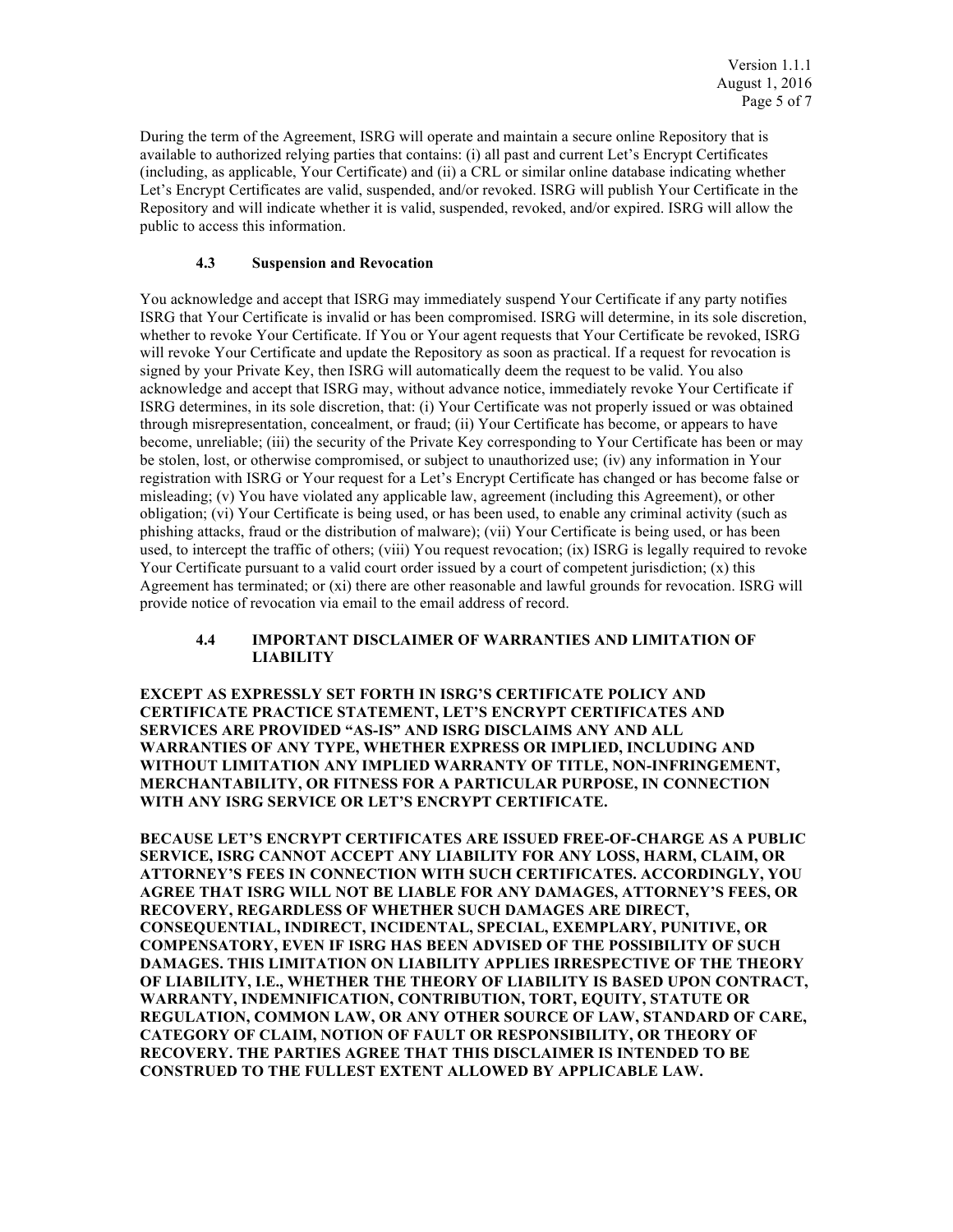During the term of the Agreement, ISRG will operate and maintain a secure online Repository that is available to authorized relying parties that contains: (i) all past and current Let's Encrypt Certificates (including, as applicable, Your Certificate) and (ii) a CRL or similar online database indicating whether Let's Encrypt Certificates are valid, suspended, and/or revoked. ISRG will publish Your Certificate in the Repository and will indicate whether it is valid, suspended, revoked, and/or expired. ISRG will allow the public to access this information.

### 4.3 Suspension and Revocation

You acknowledge and accept that ISRG may immediately suspend Your Certificate if any party notifies ISRG that Your Certificate is invalid or has been compromised. ISRG will determine, in its sole discretion, whether to revoke Your Certificate. If You or Your agent requests that Your Certificate be revoked, ISRG will revoke Your Certificate and update the Repository as soon as practical. If a request for revocation is signed by your Private Key, then ISRG will automatically deem the request to be valid. You also acknowledge and accept that ISRG may, without advance notice, immediately revoke Your Certificate if ISRG determines, in its sole discretion, that: (i) Your Certificate was not properly issued or was obtained through misrepresentation, concealment, or fraud; (ii) Your Certificate has become, or appears to have become, unreliable; (iii) the security of the Private Key corresponding to Your Certificate has been or may be stolen, lost, or otherwise compromised, or subject to unauthorized use; (iv) any information in Your registration with ISRG or Your request for a Let's Encrypt Certificate has changed or has become false or misleading; (v) You have violated any applicable law, agreement (including this Agreement), or other obligation; (vi) Your Certificate is being used, or has been used, to enable any criminal activity (such as phishing attacks, fraud or the distribution of malware); (vii) Your Certificate is being used, or has been used, to intercept the traffic of others; (viii) You request revocation; (ix) ISRG is legally required to revoke Your Certificate pursuant to a valid court order issued by a court of competent jurisdiction; (x) this Agreement has terminated; or (xi) there are other reasonable and lawful grounds for revocation. ISRG will provide notice of revocation via email to the email address of record.

### 4.4 IMPORTANT DISCLAIMER OF WARRANTIES AND LIMITATION OF LIABILITY

**EXCEPT AS EXPRESSLY SET FORTH IN ISRG'S CERTIFICATE POLICY AND CERTIFICATE PRACTICE STATEMENT, LET'S ENCRYPT CERTIFICATES AND SERVICES ARE PROVIDED "AS-IS" AND ISRG DISCLAIMS ANY AND ALL WARRANTIES OF ANY TYPE, WHETHER EXPRESS OR IMPLIED, INCLUDING AND WITHOUT LIMITATION ANY IMPLIED WARRANTY OF TITLE, NON-INFRINGEMENT, MERCHANTABILITY, OR FITNESS FOR A PARTICULAR PURPOSE, IN CONNECTION WITH ANY ISRG SERVICE OR LET'S ENCRYPT CERTIFICATE.**

**BECAUSE LET'S ENCRYPT CERTIFICATES ARE ISSUED FREE-OF-CHARGE AS A PUBLIC SERVICE, ISRG CANNOT ACCEPT ANY LIABILITY FOR ANY LOSS, HARM, CLAIM, OR ATTORNEY'S FEES IN CONNECTION WITH SUCH CERTIFICATES. ACCORDINGLY, YOU AGREE THAT ISRG WILL NOT BE LIABLE FOR ANY DAMAGES, ATTORNEY'S FEES, OR RECOVERY, REGARDLESS OF WHETHER SUCH DAMAGES ARE DIRECT, CONSEQUENTIAL, INDIRECT, INCIDENTAL, SPECIAL, EXEMPLARY, PUNITIVE, OR COMPENSATORY, EVEN IF ISRG HAS BEEN ADVISED OF THE POSSIBILITY OF SUCH DAMAGES. THIS LIMITATION ON LIABILITY APPLIES IRRESPECTIVE OF THE THEORY OF LIABILITY, I.E., WHETHER THE THEORY OF LIABILITY IS BASED UPON CONTRACT, WARRANTY, INDEMNIFICATION, CONTRIBUTION, TORT, EQUITY, STATUTE OR REGULATION, COMMON LAW, OR ANY OTHER SOURCE OF LAW, STANDARD OF CARE, CATEGORY OF CLAIM, NOTION OF FAULT OR RESPONSIBILITY, OR THEORY OF RECOVERY. THE PARTIES AGREE THAT THIS DISCLAIMER IS INTENDED TO BE CONSTRUED TO THE FULLEST EXTENT ALLOWED BY APPLICABLE LAW.**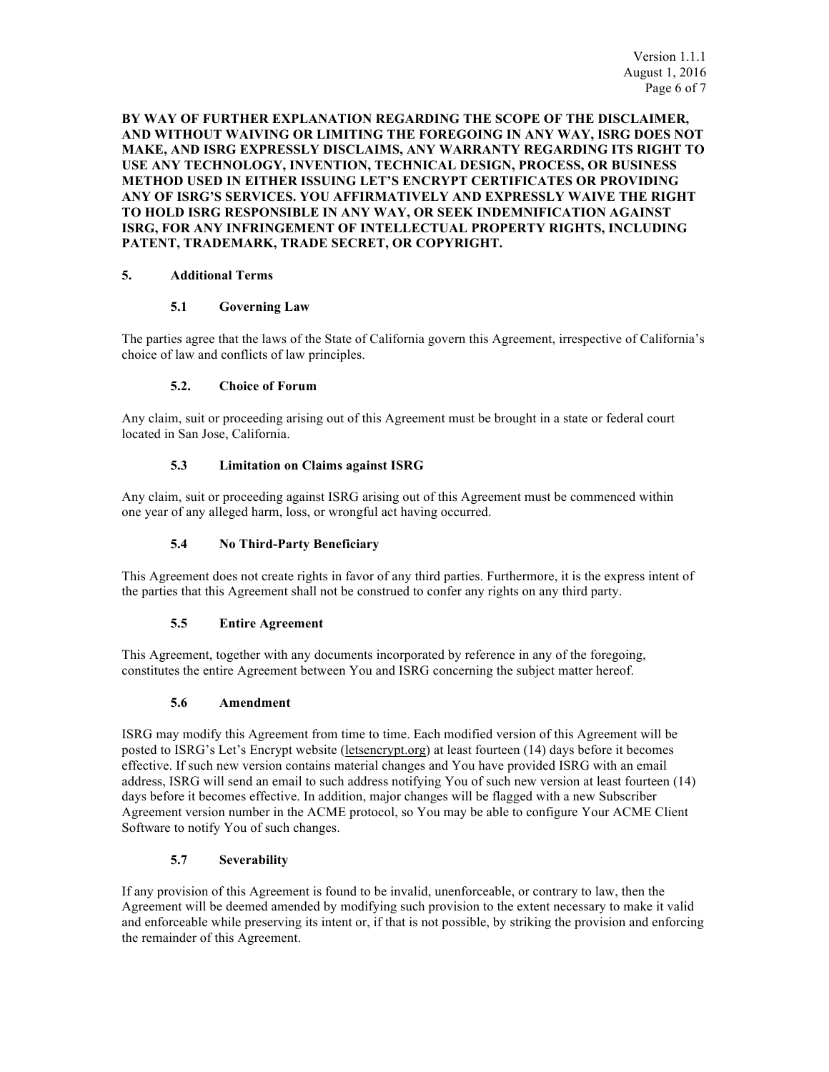**BY WAY OF FURTHER EXPLANATION REGARDING THE SCOPE OF THE DISCLAIMER, AND WITHOUT WAIVING OR LIMITING THE FOREGOING IN ANY WAY, ISRG DOES NOT MAKE, AND ISRG EXPRESSLY DISCLAIMS, ANY WARRANTY REGARDING ITS RIGHT TO USE ANY TECHNOLOGY, INVENTION, TECHNICAL DESIGN, PROCESS, OR BUSINESS METHOD USED IN EITHER ISSUING LET'S ENCRYPT CERTIFICATES OR PROVIDING ANY OF ISRG'S SERVICES. YOU AFFIRMATIVELY AND EXPRESSLY WAIVE THE RIGHT TO HOLD ISRG RESPONSIBLE IN ANY WAY, OR SEEK INDEMNIFICATION AGAINST ISRG, FOR ANY INFRINGEMENT OF INTELLECTUAL PROPERTY RIGHTS, INCLUDING PATENT, TRADEMARK, TRADE SECRET, OR COPYRIGHT.**

## 5. Additional Terms

### 5.1 Governing Law

The parties agree that the laws of the State of California govern this Agreement, irrespective of California's choice of law and conflicts of law principles.

### 5.2. Choice of Forum

Any claim, suit or proceeding arising out of this Agreement must be brought in a state or federal court located in San Jose, California.

### 5.3 Limitation on Claims against ISRG

Any claim, suit or proceeding against ISRG arising out of this Agreement must be commenced within one year of any alleged harm, loss, or wrongful act having occurred.

### 5.4 No Third-Party Beneficiary

This Agreement does not create rights in favor of any third parties. Furthermore, it is the express intent of the parties that this Agreement shall not be construed to confer any rights on any third party.

### 5.5 Entire Agreement

This Agreement, together with any documents incorporated by reference in any of the foregoing, constitutes the entire Agreement between You and ISRG concerning the subject matter hereof.

### 5.6 Amendment

ISRG may modify this Agreement from time to time. Each modified version of this Agreement will be posted to ISRG's Let's Encrypt website (letsencrypt.org) at least fourteen (14) days before it becomes effective. If such new version contains material changes and You have provided ISRG with an email address, ISRG will send an email to such address notifying You of such new version at least fourteen (14) days before it becomes effective. In addition, major changes will be flagged with a new Subscriber Agreement version number in the ACME protocol, so You may be able to configure Your ACME Client Software to notify You of such changes.

### 5.7 Severability

If any provision of this Agreement is found to be invalid, unenforceable, or contrary to law, then the Agreement will be deemed amended by modifying such provision to the extent necessary to make it valid and enforceable while preserving its intent or, if that is not possible, by striking the provision and enforcing the remainder of this Agreement.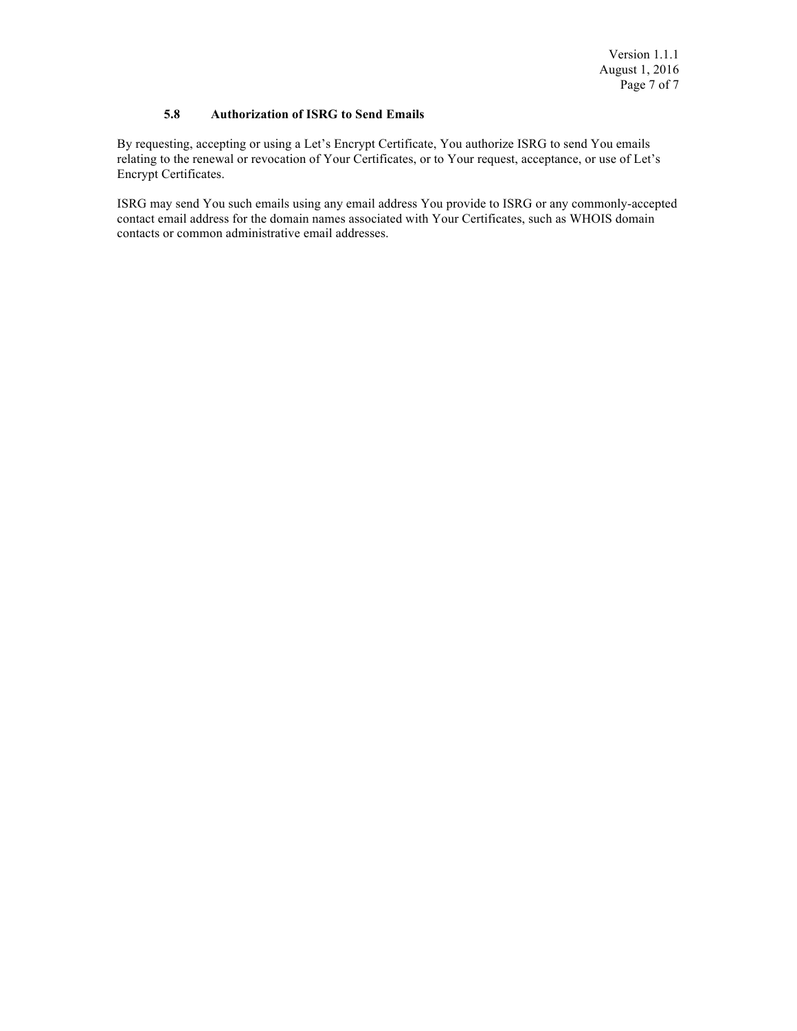### 5.8 Authorization of ISRG to Send Emails

By requesting, accepting or using a Let's Encrypt Certificate, You authorize ISRG to send You emails relating to the renewal or revocation of Your Certificates, or to Your request, acceptance, or use of Let's Encrypt Certificates.

ISRG may send You such emails using any email address You provide to ISRG or any commonly-accepted contact email address for the domain names associated with Your Certificates, such as WHOIS domain contacts or common administrative email addresses.